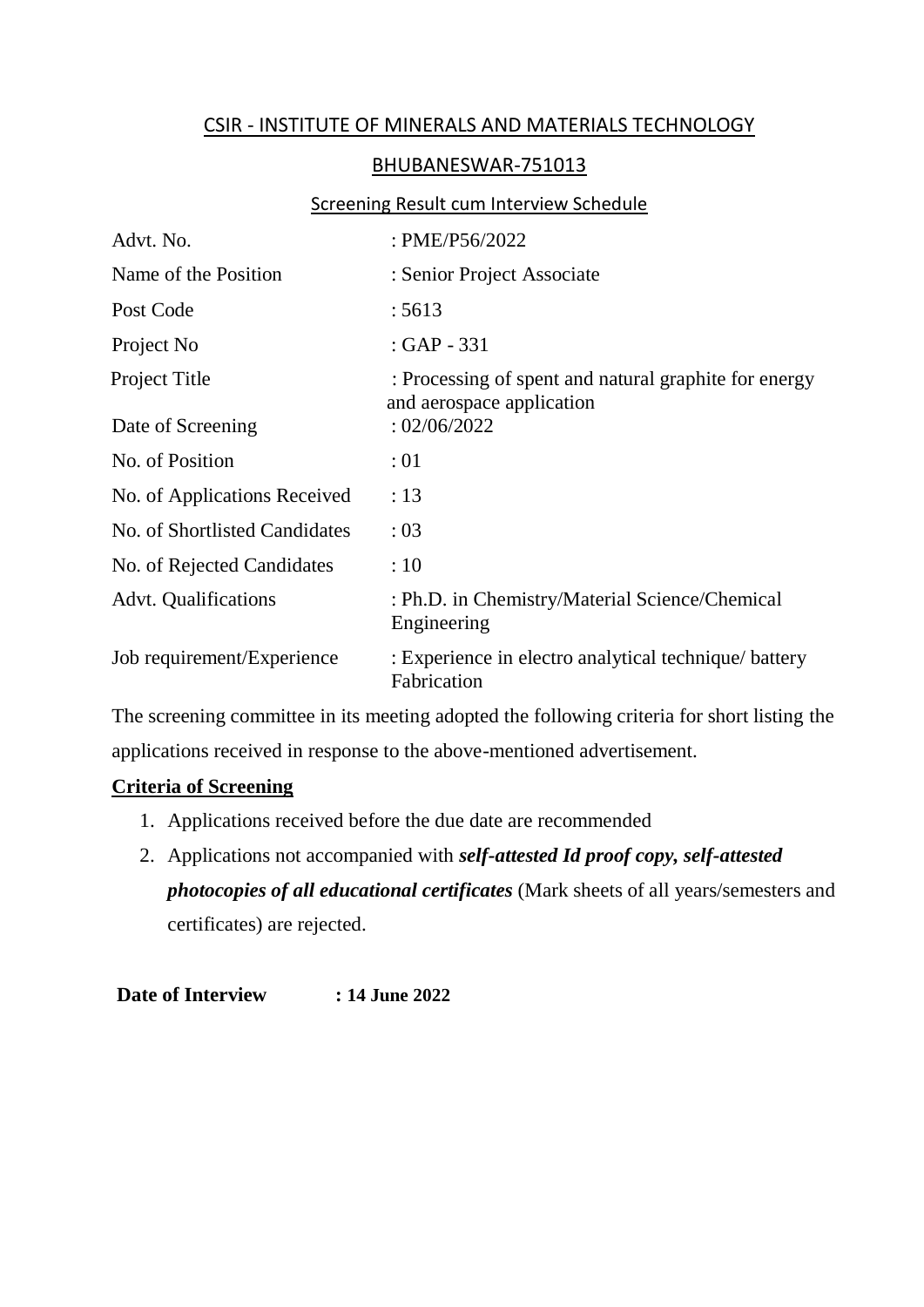# CSIR - INSTITUTE OF MINERALS AND MATERIALS TECHNOLOGY

## BHUBANESWAR-751013

### Screening Result cum Interview Schedule

| | |
|---|---|
| Advt. No. | : PME/P56/2022 |
| Name of the Position | : Senior Project Associate |
| Post Code | : 5613 |
| Project No | : GAP - 331 |
| Project Title | : Processing of spent and natural graphite for energy and aerospace application |
| Date of Screening | : 02/06/2022 |
| No. of Position | : 01 |
| No. of Applications Received | : 13 |
| No. of Shortlisted Candidates | : 03 |
| No. of Rejected Candidates | : 10 |
| Advt. Qualifications | : Ph.D. in Chemistry/Material Science/Chemical Engineering |
| Job requirement/Experience | : Experience in electro analytical technique/ battery Fabrication |

The screening committee in its meeting adopted the following criteria for short listing the applications received in response to the above-mentioned advertisement.

**Criteria of Screening**

1. Applications received before the due date are recommended
2. Applications not accompanied with ***self-attested Id proof copy, self-attested photocopies of all educational certificates*** (Mark sheets of all years/semesters and certificates) are rejected.

**Date of Interview : 14 June 2022**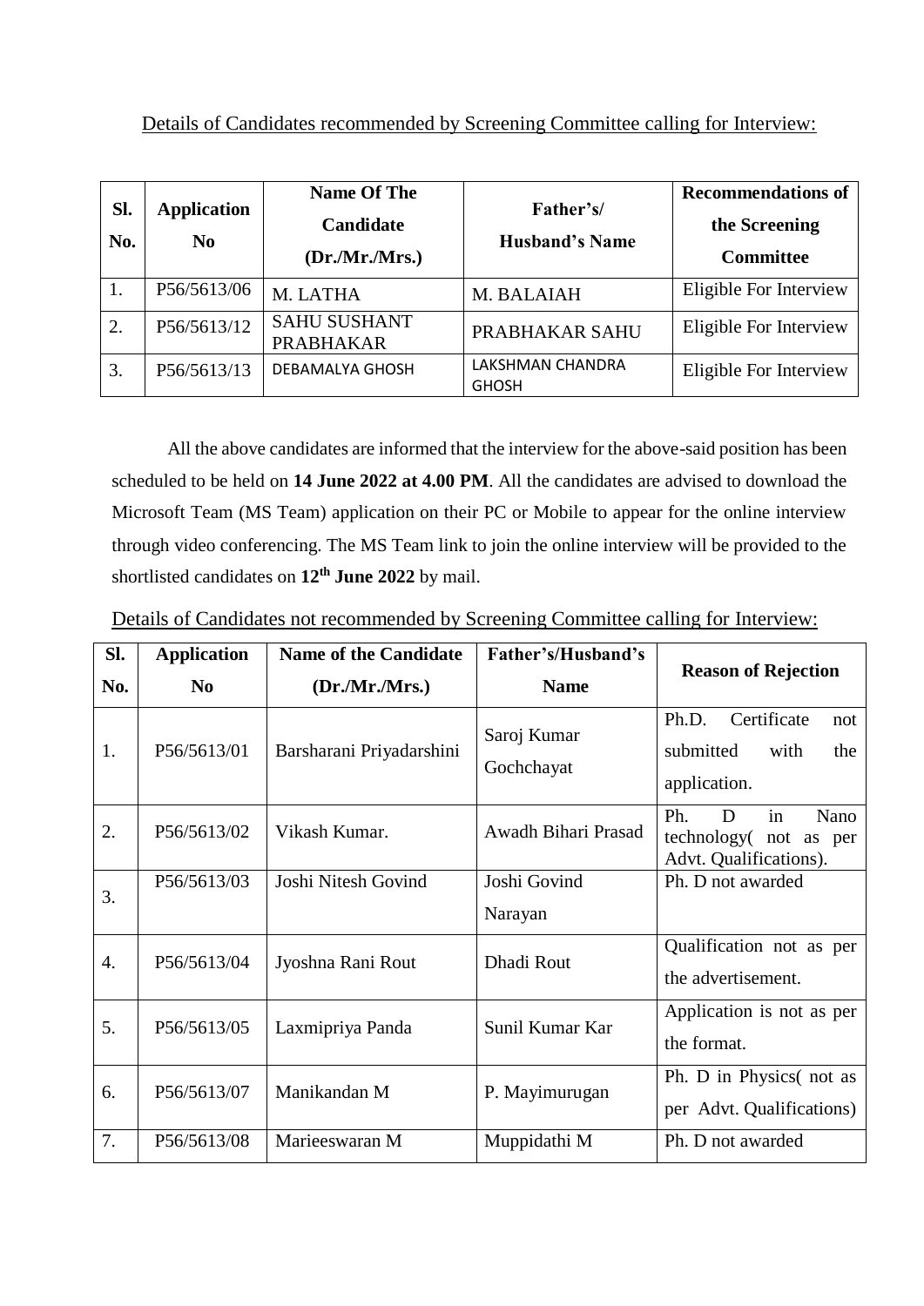Details of Candidates recommended by Screening Committee calling for Interview:

| Sl. No. | Application No | Name Of The Candidate (Dr./Mr./Mrs.) | Father's/ Husband's Name | Recommendations of the Screening Committee |
|---|---|---|---|---|
| 1. | P56/5613/06 | M. LATHA | M. BALAIAH | Eligible For Interview |
| 2. | P56/5613/12 | SAHU SUSHANT PRABHAKAR | PRABHAKAR SAHU | Eligible For Interview |
| 3. | P56/5613/13 | DEBAMALYA GHOSH | LAKSHMAN CHANDRA GHOSH | Eligible For Interview |

All the above candidates are informed that the interview for the above-said position has been scheduled to be held on **14 June 2022 at 4.00 PM**. All the candidates are advised to download the Microsoft Team (MS Team) application on their PC or Mobile to appear for the online interview through video conferencing. The MS Team link to join the online interview will be provided to the shortlisted candidates on **12th June 2022** by mail.

Details of Candidates not recommended by Screening Committee calling for Interview:

| Sl. No. | Application No | Name of the Candidate (Dr./Mr./Mrs.) | Father's/Husband's Name | Reason of Rejection |
|---|---|---|---|---|
| 1. | P56/5613/01 | Barsharani Priyadarshini | Saroj Kumar Gochchayat | Ph.D. Certificate not submitted with the application. |
| 2. | P56/5613/02 | Vikash Kumar. | Awadh Bihari Prasad | Ph. D in Nano technology( not as per Advt. Qualifications). |
| 3. | P56/5613/03 | Joshi Nitesh Govind | Joshi Govind Narayan | Ph. D not awarded |
| 4. | P56/5613/04 | Jyoshna Rani Rout | Dhadi Rout | Qualification not as per the advertisement. |
| 5. | P56/5613/05 | Laxmipriya Panda | Sunil Kumar Kar | Application is not as per the format. |
| 6. | P56/5613/07 | Manikandan M | P. Mayimurugan | Ph. D in Physics( not as per Advt. Qualifications) |
| 7. | P56/5613/08 | Marieeswaran M | Muppidathi M | Ph. D not awarded |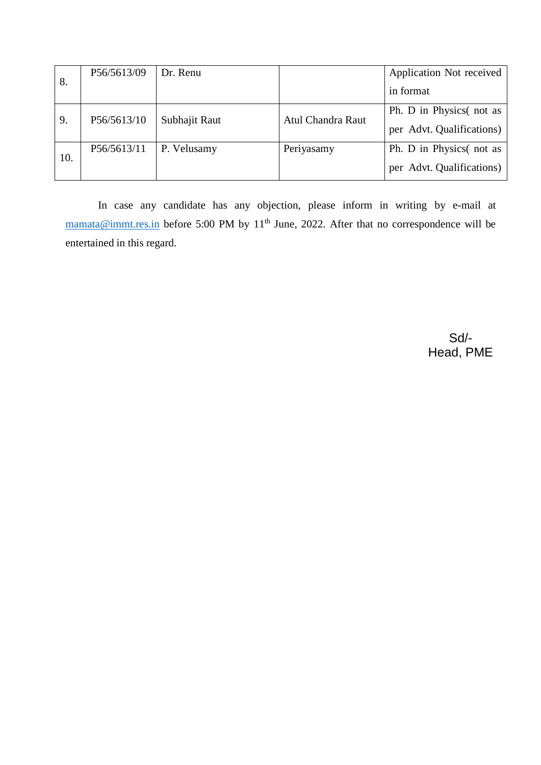| | | | | |
|---|---|---|---|---|
| 8. | P56/5613/09 | Dr. Renu | | Application Not received in format |
| 9. | P56/5613/10 | Subhajit Raut | Atul Chandra Raut | Ph. D in Physics( not as per Advt. Qualifications) |
| 10. | P56/5613/11 | P. Velusamy | Periyasamy | Ph. D in Physics( not as per Advt. Qualifications) |

In case any candidate has any objection, please inform in writing by e-mail at mamata@immt.res.in before 5:00 PM by 11th June, 2022. After that no correspondence will be entertained in this regard.

Sd/-
Head, PME